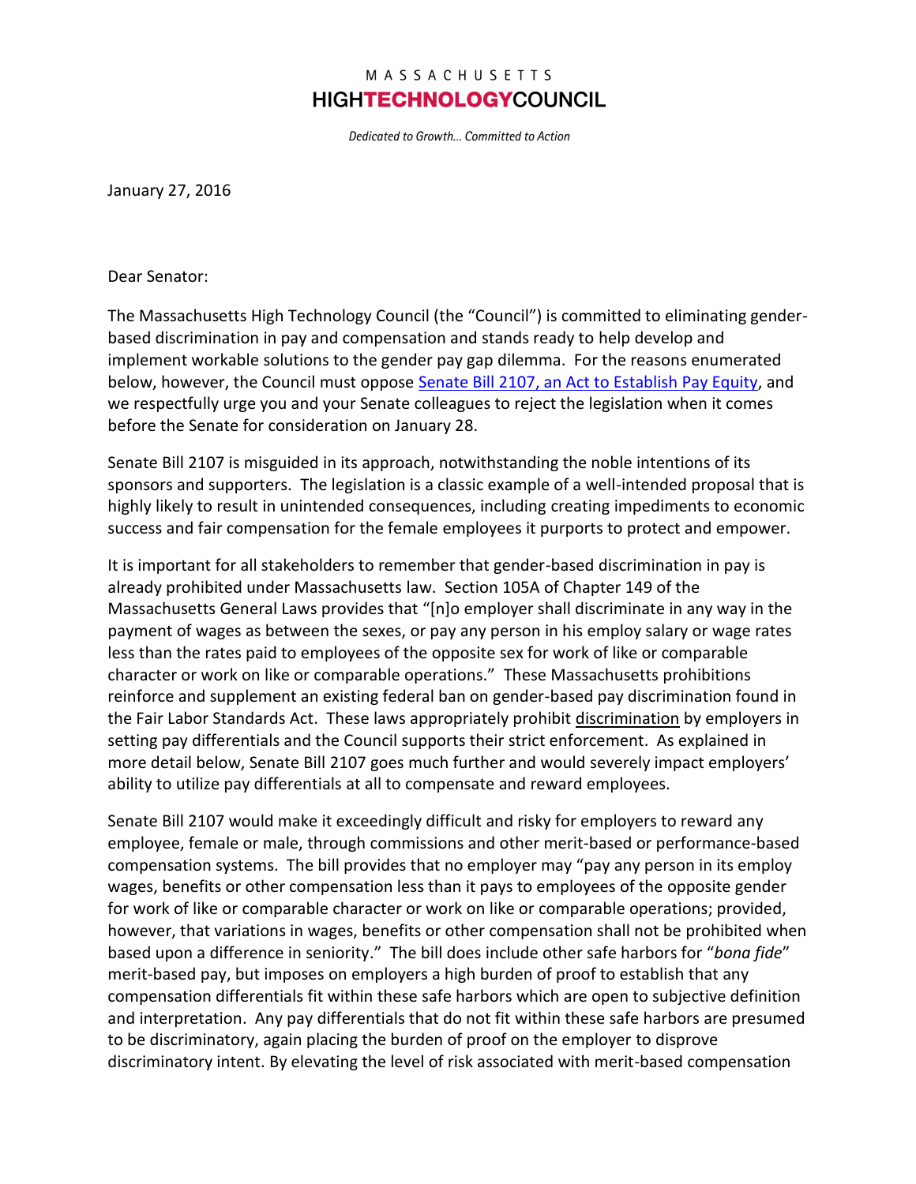MASSACHUSETTS

**HIGHTECHNOLOGYCOUNCIL**

*Dedicated to Growth... Committed to Action*

January 27, 2016

Dear Senator:

The Massachusetts High Technology Council (the "Council") is committed to eliminating gender-based discrimination in pay and compensation and stands ready to help develop and implement workable solutions to the gender pay gap dilemma. For the reasons enumerated below, however, the Council must oppose [Senate Bill 2107, an Act to Establish Pay Equity](), and we respectfully urge you and your Senate colleagues to reject the legislation when it comes before the Senate for consideration on January 28.

Senate Bill 2107 is misguided in its approach, notwithstanding the noble intentions of its sponsors and supporters. The legislation is a classic example of a well-intended proposal that is highly likely to result in unintended consequences, including creating impediments to economic success and fair compensation for the female employees it purports to protect and empower.

It is important for all stakeholders to remember that gender-based discrimination in pay is already prohibited under Massachusetts law. Section 105A of Chapter 149 of the Massachusetts General Laws provides that "[n]o employer shall discriminate in any way in the payment of wages as between the sexes, or pay any person in his employ salary or wage rates less than the rates paid to employees of the opposite sex for work of like or comparable character or work on like or comparable operations." These Massachusetts prohibitions reinforce and supplement an existing federal ban on gender-based pay discrimination found in the Fair Labor Standards Act. These laws appropriately prohibit <u>discrimination</u> by employers in setting pay differentials and the Council supports their strict enforcement. As explained in more detail below, Senate Bill 2107 goes much further and would severely impact employers' ability to utilize pay differentials at all to compensate and reward employees.

Senate Bill 2107 would make it exceedingly difficult and risky for employers to reward any employee, female or male, through commissions and other merit-based or performance-based compensation systems. The bill provides that no employer may "pay any person in its employ wages, benefits or other compensation less than it pays to employees of the opposite gender for work of like or comparable character or work on like or comparable operations; provided, however, that variations in wages, benefits or other compensation shall not be prohibited when based upon a difference in seniority." The bill does include other safe harbors for "*bona fide*" merit-based pay, but imposes on employers a high burden of proof to establish that any compensation differentials fit within these safe harbors which are open to subjective definition and interpretation. Any pay differentials that do not fit within these safe harbors are presumed to be discriminatory, again placing the burden of proof on the employer to disprove discriminatory intent. By elevating the level of risk associated with merit-based compensation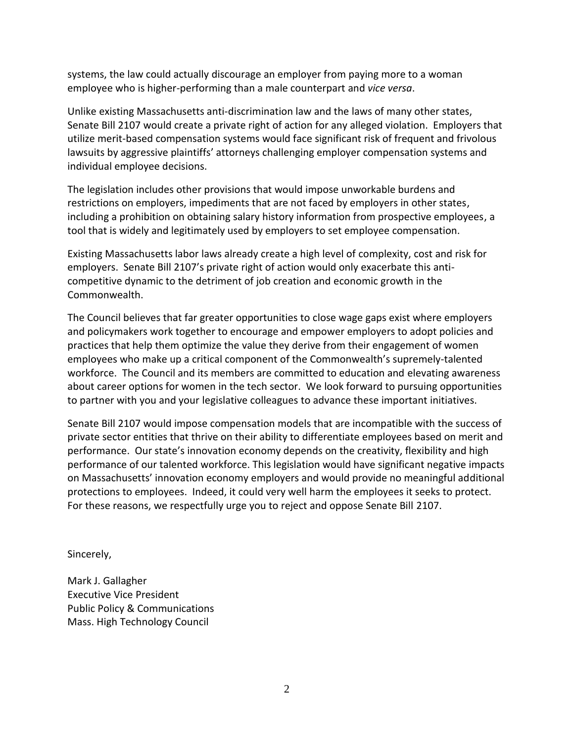systems, the law could actually discourage an employer from paying more to a woman employee who is higher-performing than a male counterpart and *vice versa*.

Unlike existing Massachusetts anti-discrimination law and the laws of many other states, Senate Bill 2107 would create a private right of action for any alleged violation. Employers that utilize merit-based compensation systems would face significant risk of frequent and frivolous lawsuits by aggressive plaintiffs' attorneys challenging employer compensation systems and individual employee decisions.

The legislation includes other provisions that would impose unworkable burdens and restrictions on employers, impediments that are not faced by employers in other states, including a prohibition on obtaining salary history information from prospective employees, a tool that is widely and legitimately used by employers to set employee compensation.

Existing Massachusetts labor laws already create a high level of complexity, cost and risk for employers. Senate Bill 2107's private right of action would only exacerbate this anti-competitive dynamic to the detriment of job creation and economic growth in the Commonwealth.

The Council believes that far greater opportunities to close wage gaps exist where employers and policymakers work together to encourage and empower employers to adopt policies and practices that help them optimize the value they derive from their engagement of women employees who make up a critical component of the Commonwealth's supremely-talented workforce. The Council and its members are committed to education and elevating awareness about career options for women in the tech sector. We look forward to pursuing opportunities to partner with you and your legislative colleagues to advance these important initiatives.

Senate Bill 2107 would impose compensation models that are incompatible with the success of private sector entities that thrive on their ability to differentiate employees based on merit and performance. Our state's innovation economy depends on the creativity, flexibility and high performance of our talented workforce. This legislation would have significant negative impacts on Massachusetts' innovation economy employers and would provide no meaningful additional protections to employees. Indeed, it could very well harm the employees it seeks to protect. For these reasons, we respectfully urge you to reject and oppose Senate Bill 2107.

Sincerely,

Mark J. Gallagher
Executive Vice President
Public Policy & Communications
Mass. High Technology Council